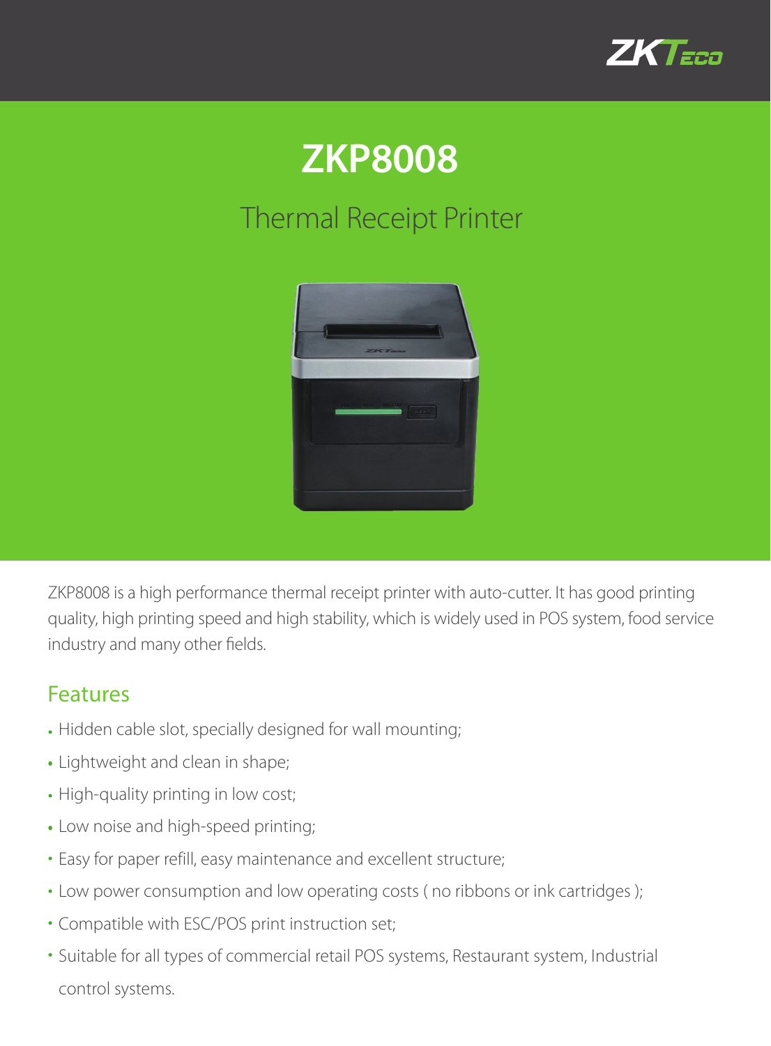# ZKP8008

## Thermal Receipt Printer

ZKP8008 is a high performance thermal receipt printer with auto-cutter. It has good printing quality, high printing speed and high stability, which is widely used in POS system, food service industry and many other fields.

## Features

- Hidden cable slot, specially designed for wall mounting;
- Lightweight and clean in shape;
- High-quality printing in low cost;
- Low noise and high-speed printing;
- Easy for paper refill, easy maintenance and excellent structure;
- Low power consumption and low operating costs ( no ribbons or ink cartridges );
- Compatible with ESC/POS print instruction set;
- Suitable for all types of commercial retail POS systems, Restaurant system, Industrial control systems.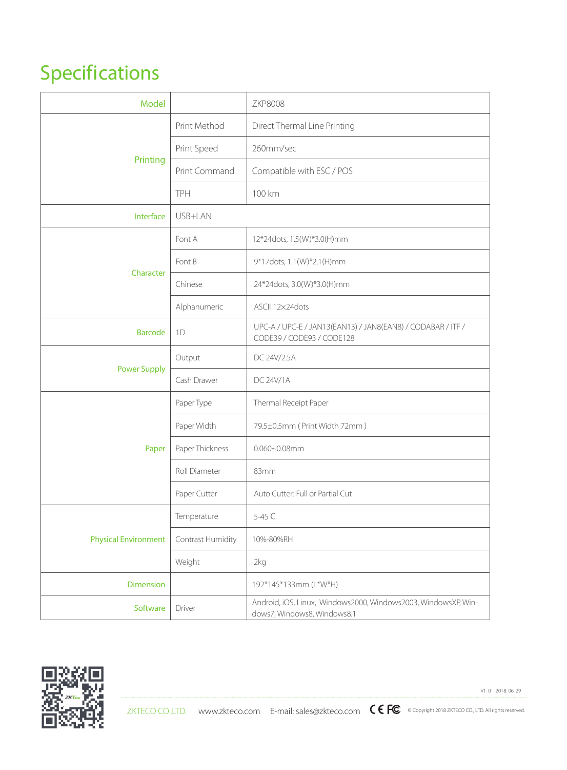# Specifications

| | | |
|---|---|---|
| Model | | ZKP8008 |
| Printing | Print Method | Direct Thermal Line Printing |
| | Print Speed | 260mm/sec |
| | Print Command | Compatible with ESC / POS |
| | TPH | 100 km |
| Interface | USB+LAN | |
| Character | Font A | 12*24dots, 1.5(W)*3.0(H)mm |
| | Font B | 9*17dots, 1.1(W)*2.1(H)mm |
| | Chinese | 24*24dots, 3.0(W)*3.0(H)mm |
| | Alphanumeric | ASCII 12×24dots |
| Barcode | 1D | UPC-A / UPC-E / JAN13(EAN13) / JAN8(EAN8) / CODABAR / ITF / CODE39 / CODE93 / CODE128 |
| Power Supply | Output | DC 24V/2.5A |
| | Cash Drawer | DC 24V/1A |
| Paper | Paper Type | Thermal Receipt Paper |
| | Paper Width | 79.5±0.5mm ( Print Width 72mm ) |
| | Paper Thickness | 0.060~0.08mm |
| | Roll Diameter | 83mm |
| | Paper Cutter | Auto Cutter: Full or Partial Cut |
| Physical Environment | Temperature | 5-45 C |
| | Contrast Humidity | 10%-80%RH |
| | Weight | 2kg |
| Dimension | | 192*145*133mm (L*W*H) |
| Software | Driver | Android, iOS, Linux, Windows2000, Windows2003, WindowsXP, Windows7, Windows8, Windows8.1 |

V1.0 2018. 06. 29

ZKTECO CO.,LTD. www.zkteco.com E-mail: sales@zkteco.com © Copyright 2018 ZKTECO CO., LTD. All rights reserved.